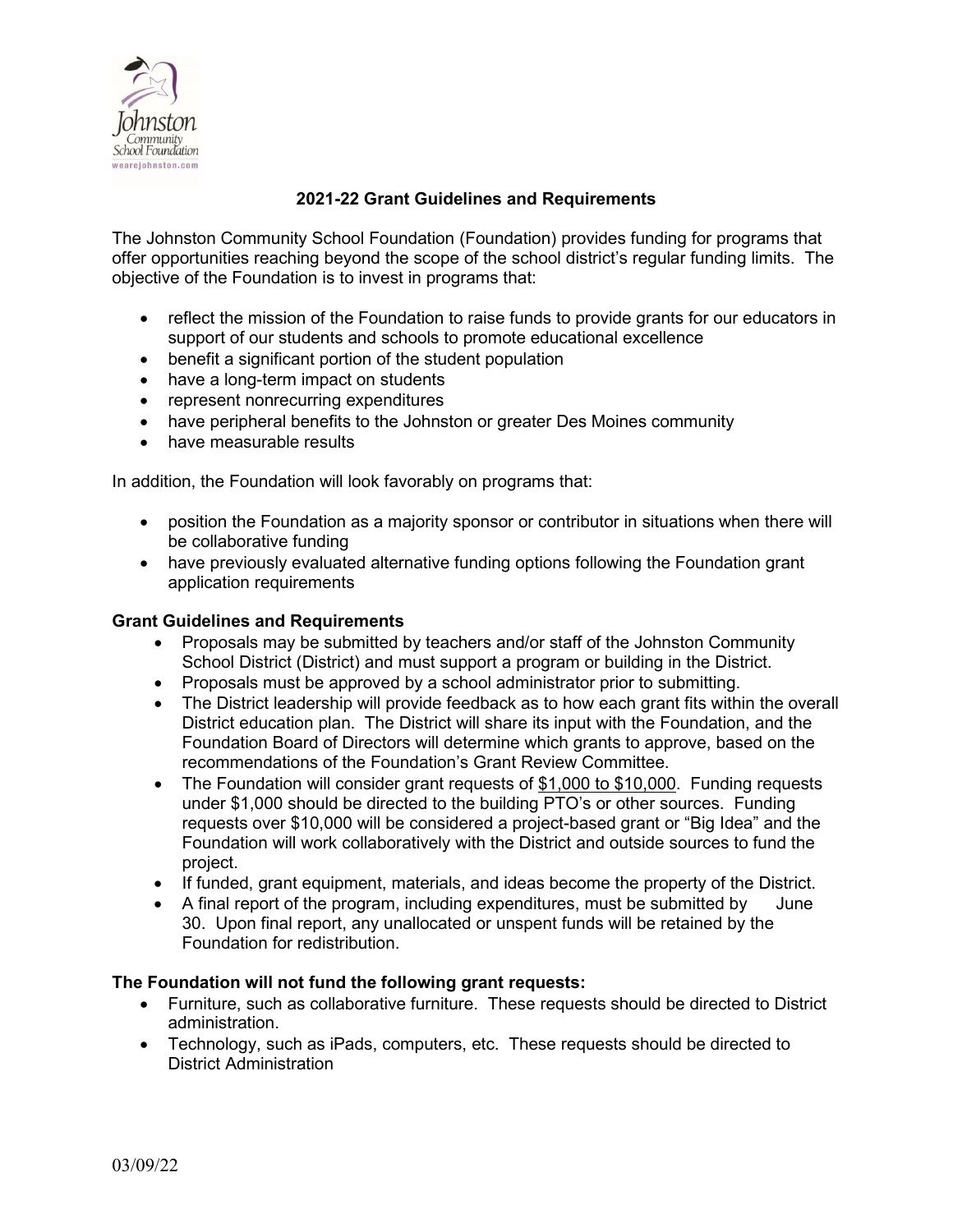# 2021-22 Grant Guidelines and Requirements

The Johnston Community School Foundation (Foundation) provides funding for programs that offer opportunities reaching beyond the scope of the school district's regular funding limits. The objective of the Foundation is to invest in programs that:

- reflect the mission of the Foundation to raise funds to provide grants for our educators in support of our students and schools to promote educational excellence
- benefit a significant portion of the student population
- have a long-term impact on students
- represent nonrecurring expenditures
- have peripheral benefits to the Johnston or greater Des Moines community
- have measurable results

In addition, the Foundation will look favorably on programs that:

- position the Foundation as a majority sponsor or contributor in situations when there will be collaborative funding
- have previously evaluated alternative funding options following the Foundation grant application requirements

**Grant Guidelines and Requirements**

- Proposals may be submitted by teachers and/or staff of the Johnston Community School District (District) and must support a program or building in the District.
- Proposals must be approved by a school administrator prior to submitting.
- The District leadership will provide feedback as to how each grant fits within the overall District education plan. The District will share its input with the Foundation, and the Foundation Board of Directors will determine which grants to approve, based on the recommendations of the Foundation's Grant Review Committee.
- The Foundation will consider grant requests of $1,000 to $10,000. Funding requests under $1,000 should be directed to the building PTO's or other sources. Funding requests over $10,000 will be considered a project-based grant or "Big Idea" and the Foundation will work collaboratively with the District and outside sources to fund the project.
- If funded, grant equipment, materials, and ideas become the property of the District.
- A final report of the program, including expenditures, must be submitted by June 30. Upon final report, any unallocated or unspent funds will be retained by the Foundation for redistribution.

**The Foundation will not fund the following grant requests:**

- Furniture, such as collaborative furniture. These requests should be directed to District administration.
- Technology, such as iPads, computers, etc. These requests should be directed to District Administration

03/09/22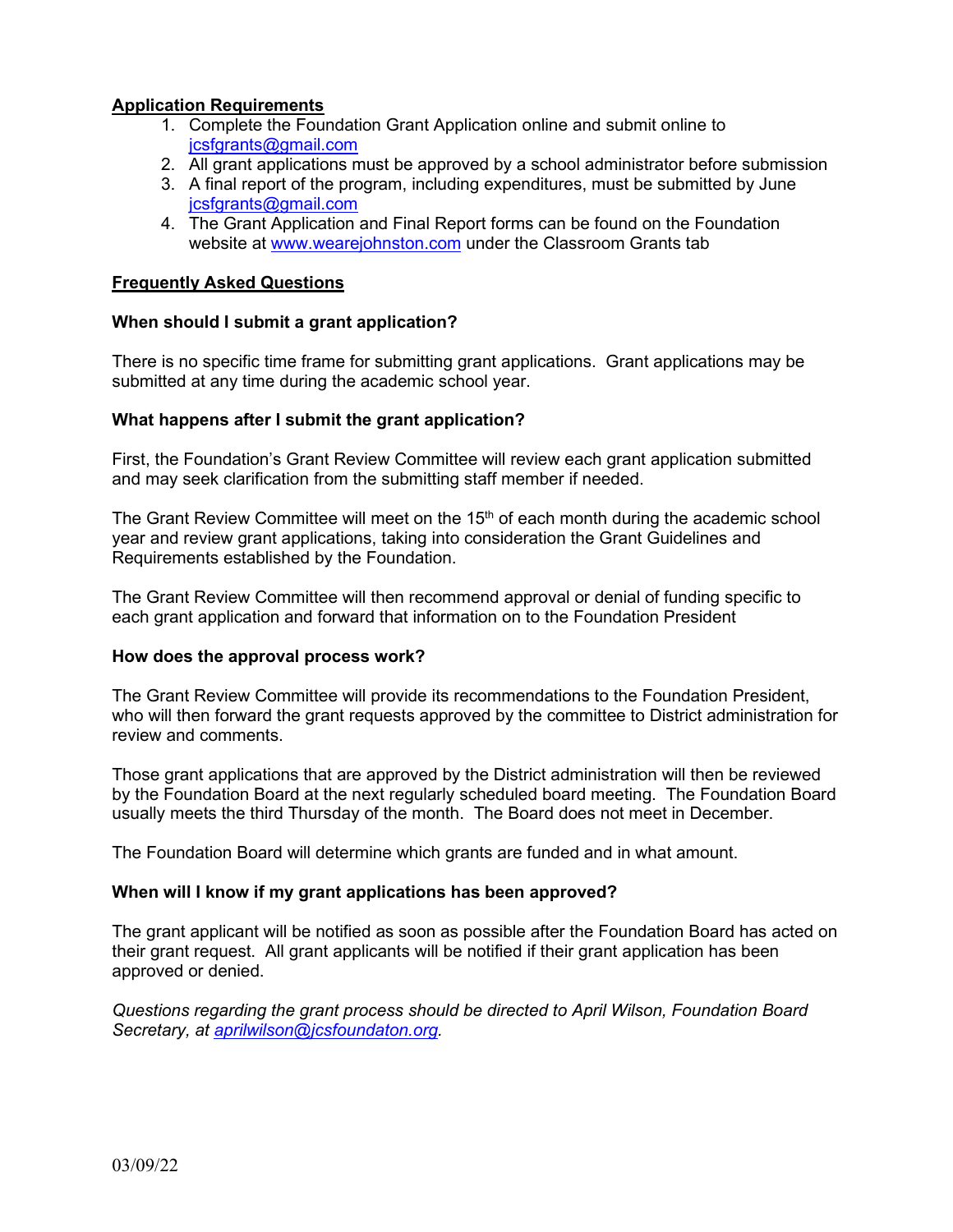## Application Requirements

1. Complete the Foundation Grant Application online and submit online to jcsfgrants@gmail.com
2. All grant applications must be approved by a school administrator before submission
3. A final report of the program, including expenditures, must be submitted by June jcsfgrants@gmail.com
4. The Grant Application and Final Report forms can be found on the Foundation website at www.wearejohnston.com under the Classroom Grants tab

## Frequently Asked Questions

### When should I submit a grant application?

There is no specific time frame for submitting grant applications. Grant applications may be submitted at any time during the academic school year.

### What happens after I submit the grant application?

First, the Foundation's Grant Review Committee will review each grant application submitted and may seek clarification from the submitting staff member if needed.

The Grant Review Committee will meet on the 15th of each month during the academic school year and review grant applications, taking into consideration the Grant Guidelines and Requirements established by the Foundation.

The Grant Review Committee will then recommend approval or denial of funding specific to each grant application and forward that information on to the Foundation President

### How does the approval process work?

The Grant Review Committee will provide its recommendations to the Foundation President, who will then forward the grant requests approved by the committee to District administration for review and comments.

Those grant applications that are approved by the District administration will then be reviewed by the Foundation Board at the next regularly scheduled board meeting. The Foundation Board usually meets the third Thursday of the month. The Board does not meet in December.

The Foundation Board will determine which grants are funded and in what amount.

### When will I know if my grant applications has been approved?

The grant applicant will be notified as soon as possible after the Foundation Board has acted on their grant request. All grant applicants will be notified if their grant application has been approved or denied.

*Questions regarding the grant process should be directed to April Wilson, Foundation Board Secretary, at aprilwilson@jcsfoundaton.org.*

03/09/22